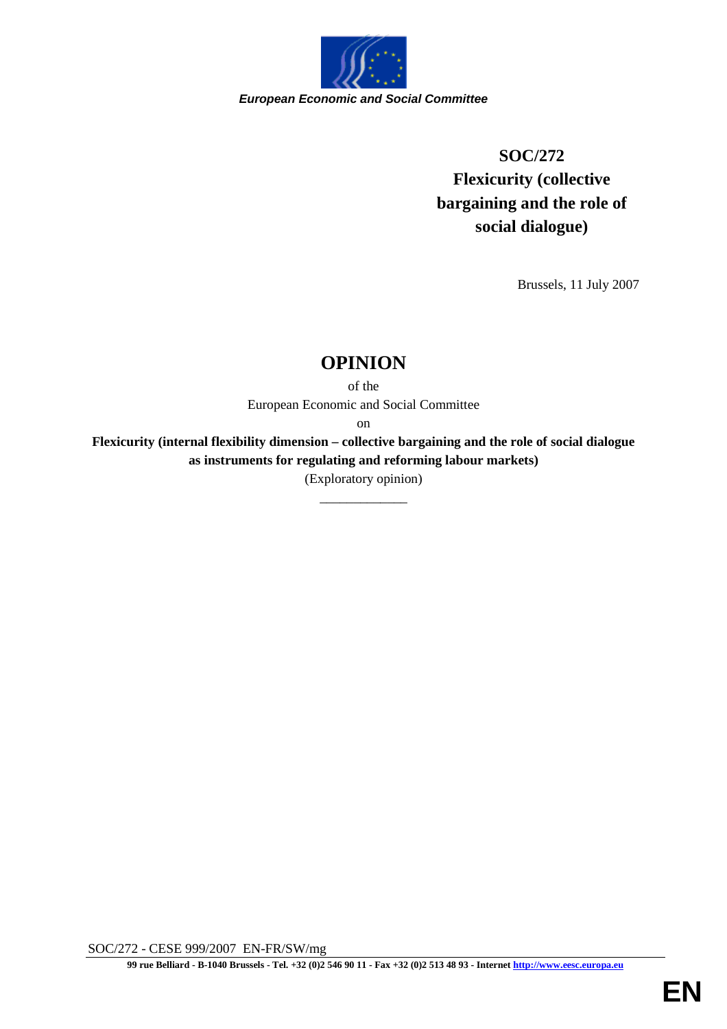*European Economic and Social Committee*

**SOC/272**
**Flexicurity (collective bargaining and the role of social dialogue)**

Brussels, 11 July 2007

# OPINION

of the

European Economic and Social Committee

on

**Flexicurity (internal flexibility dimension – collective bargaining and the role of social dialogue as instruments for regulating and reforming labour markets)**

(Exploratory opinion)

_____________

SOC/272 - CESE 999/2007 EN-FR/SW/mg

**99 rue Belliard - B-1040 Brussels - Tel. +32 (0)2 546 90 11 - Fax +32 (0)2 513 48 93 - Internet http://www.eesc.europa.eu**

EN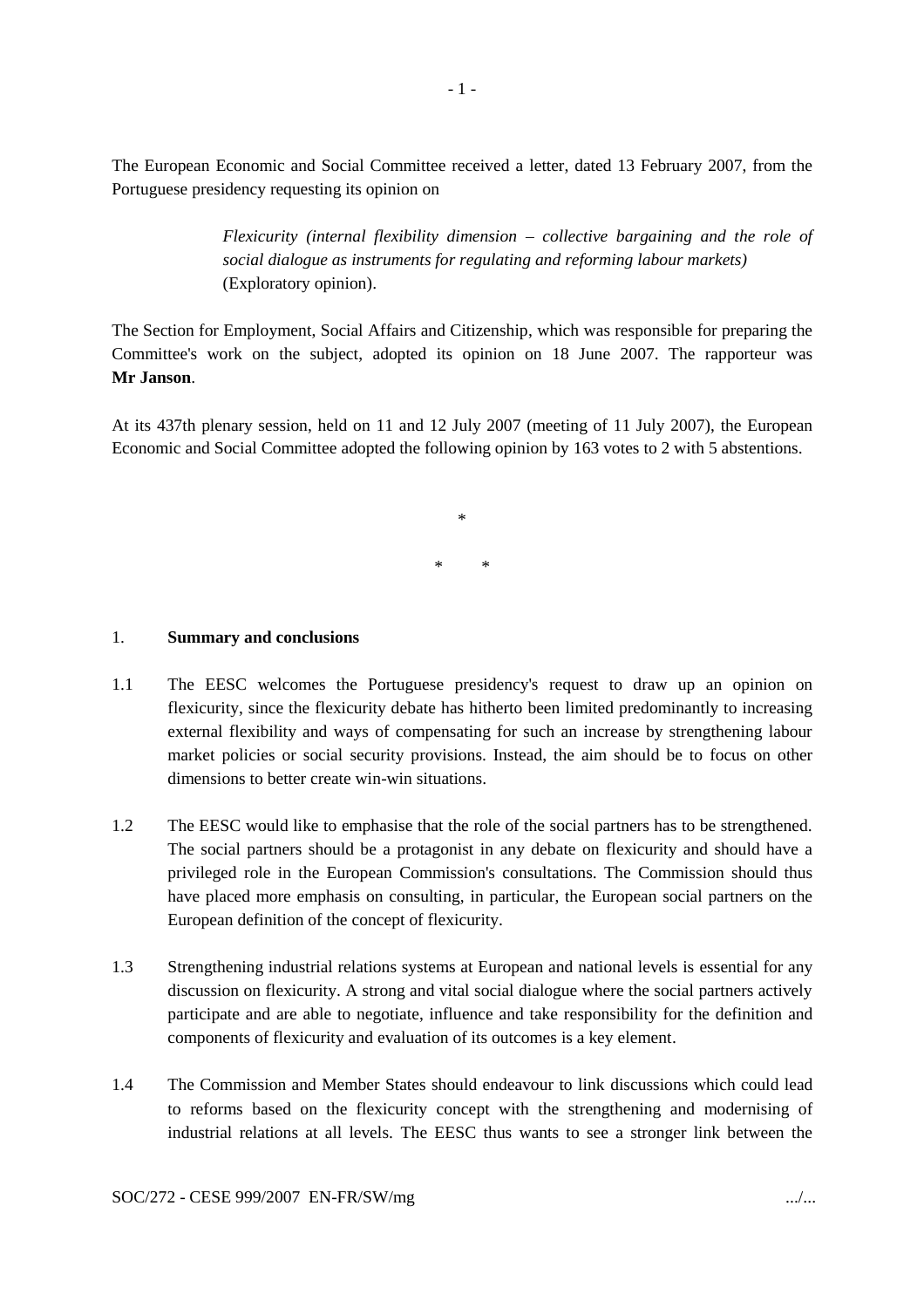The European Economic and Social Committee received a letter, dated 13 February 2007, from the Portuguese presidency requesting its opinion on

> *Flexicurity (internal flexibility dimension – collective bargaining and the role of social dialogue as instruments for regulating and reforming labour markets)* (Exploratory opinion).

The Section for Employment, Social Affairs and Citizenship, which was responsible for preparing the Committee's work on the subject, adopted its opinion on 18 June 2007. The rapporteur was **Mr Janson**.

At its 437th plenary session, held on 11 and 12 July 2007 (meeting of 11 July 2007), the European Economic and Social Committee adopted the following opinion by 163 votes to 2 with 5 abstentions.

\*

\* \*

## 1. Summary and conclusions

1.1 The EESC welcomes the Portuguese presidency's request to draw up an opinion on flexicurity, since the flexicurity debate has hitherto been limited predominantly to increasing external flexibility and ways of compensating for such an increase by strengthening labour market policies or social security provisions. Instead, the aim should be to focus on other dimensions to better create win-win situations.

1.2 The EESC would like to emphasise that the role of the social partners has to be strengthened. The social partners should be a protagonist in any debate on flexicurity and should have a privileged role in the European Commission's consultations. The Commission should thus have placed more emphasis on consulting, in particular, the European social partners on the European definition of the concept of flexicurity.

1.3 Strengthening industrial relations systems at European and national levels is essential for any discussion on flexicurity. A strong and vital social dialogue where the social partners actively participate and are able to negotiate, influence and take responsibility for the definition and components of flexicurity and evaluation of its outcomes is a key element.

1.4 The Commission and Member States should endeavour to link discussions which could lead to reforms based on the flexicurity concept with the strengthening and modernising of industrial relations at all levels. The EESC thus wants to see a stronger link between the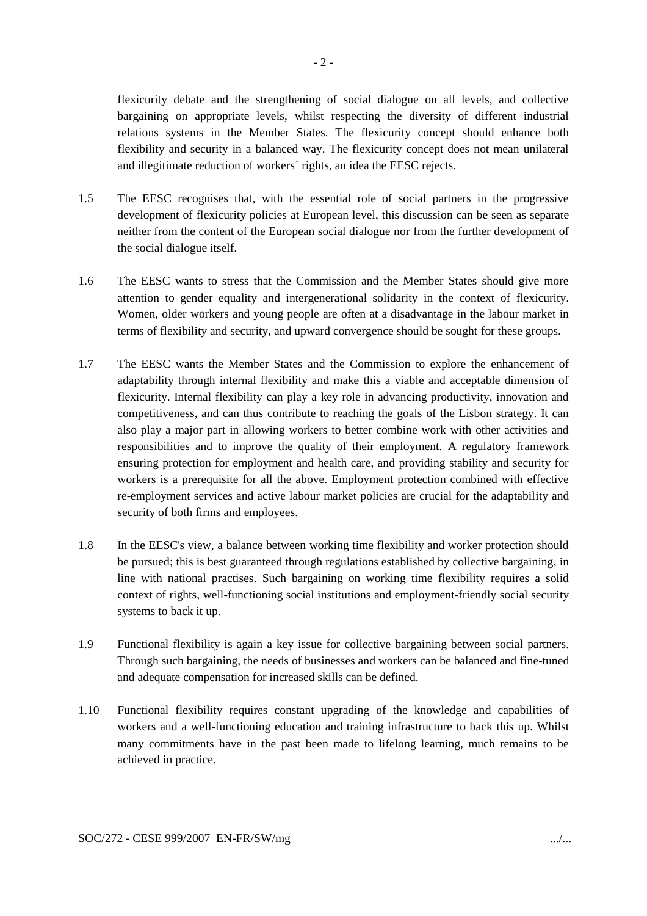flexicurity debate and the strengthening of social dialogue on all levels, and collective bargaining on appropriate levels, whilst respecting the diversity of different industrial relations systems in the Member States. The flexicurity concept should enhance both flexibility and security in a balanced way. The flexicurity concept does not mean unilateral and illegitimate reduction of workers´ rights, an idea the EESC rejects.

1.5 The EESC recognises that, with the essential role of social partners in the progressive development of flexicurity policies at European level, this discussion can be seen as separate neither from the content of the European social dialogue nor from the further development of the social dialogue itself.

1.6 The EESC wants to stress that the Commission and the Member States should give more attention to gender equality and intergenerational solidarity in the context of flexicurity. Women, older workers and young people are often at a disadvantage in the labour market in terms of flexibility and security, and upward convergence should be sought for these groups.

1.7 The EESC wants the Member States and the Commission to explore the enhancement of adaptability through internal flexibility and make this a viable and acceptable dimension of flexicurity. Internal flexibility can play a key role in advancing productivity, innovation and competitiveness, and can thus contribute to reaching the goals of the Lisbon strategy. It can also play a major part in allowing workers to better combine work with other activities and responsibilities and to improve the quality of their employment. A regulatory framework ensuring protection for employment and health care, and providing stability and security for workers is a prerequisite for all the above. Employment protection combined with effective re-employment services and active labour market policies are crucial for the adaptability and security of both firms and employees.

1.8 In the EESC's view, a balance between working time flexibility and worker protection should be pursued; this is best guaranteed through regulations established by collective bargaining, in line with national practises. Such bargaining on working time flexibility requires a solid context of rights, well-functioning social institutions and employment-friendly social security systems to back it up.

1.9 Functional flexibility is again a key issue for collective bargaining between social partners. Through such bargaining, the needs of businesses and workers can be balanced and fine-tuned and adequate compensation for increased skills can be defined.

1.10 Functional flexibility requires constant upgrading of the knowledge and capabilities of workers and a well-functioning education and training infrastructure to back this up. Whilst many commitments have in the past been made to lifelong learning, much remains to be achieved in practice.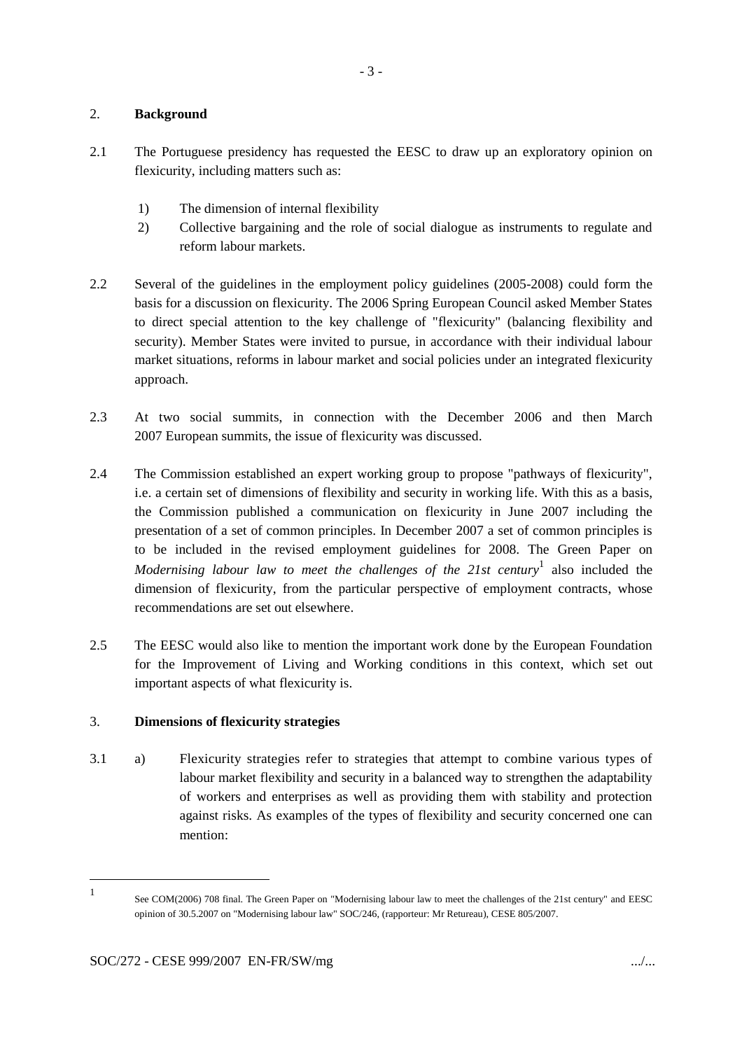## 2. **Background**

2.1 The Portuguese presidency has requested the EESC to draw up an exploratory opinion on flexicurity, including matters such as:

1) The dimension of internal flexibility
2) Collective bargaining and the role of social dialogue as instruments to regulate and reform labour markets.

2.2 Several of the guidelines in the employment policy guidelines (2005-2008) could form the basis for a discussion on flexicurity. The 2006 Spring European Council asked Member States to direct special attention to the key challenge of "flexicurity" (balancing flexibility and security). Member States were invited to pursue, in accordance with their individual labour market situations, reforms in labour market and social policies under an integrated flexicurity approach.

2.3 At two social summits, in connection with the December 2006 and then March 2007 European summits, the issue of flexicurity was discussed.

2.4 The Commission established an expert working group to propose "pathways of flexicurity", i.e. a certain set of dimensions of flexibility and security in working life. With this as a basis, the Commission published a communication on flexicurity in June 2007 including the presentation of a set of common principles. In December 2007 a set of common principles is to be included in the revised employment guidelines for 2008. The Green Paper on *Modernising labour law to meet the challenges of the 21st century*[1] also included the dimension of flexicurity, from the particular perspective of employment contracts, whose recommendations are set out elsewhere.

2.5 The EESC would also like to mention the important work done by the European Foundation for the Improvement of Living and Working conditions in this context, which set out important aspects of what flexicurity is.

## 3. **Dimensions of flexicurity strategies**

3.1 a) Flexicurity strategies refer to strategies that attempt to combine various types of labour market flexibility and security in a balanced way to strengthen the adaptability of workers and enterprises as well as providing them with stability and protection against risks. As examples of the types of flexibility and security concerned one can mention:

---

[1] See COM(2006) 708 final. The Green Paper on "Modernising labour law to meet the challenges of the 21st century" and EESC opinion of 30.5.2007 on "Modernising labour law" SOC/246, (rapporteur: Mr Retureau), CESE 805/2007.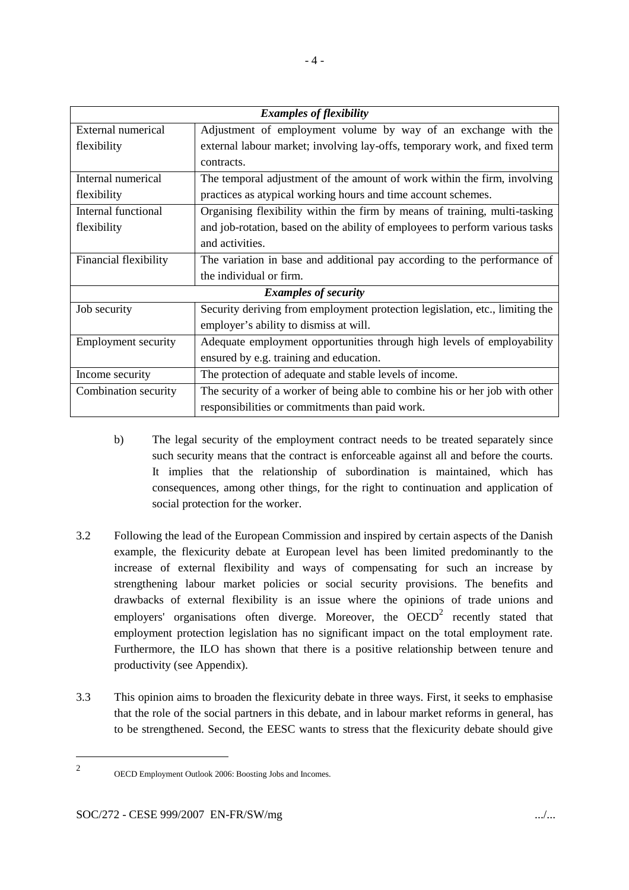| *Examples of flexibility* | |
|---|---|
| External numerical flexibility | Adjustment of employment volume by way of an exchange with the external labour market; involving lay-offs, temporary work, and fixed term contracts. |
| Internal numerical flexibility | The temporal adjustment of the amount of work within the firm, involving practices as atypical working hours and time account schemes. |
| Internal functional flexibility | Organising flexibility within the firm by means of training, multi-tasking and job-rotation, based on the ability of employees to perform various tasks and activities. |
| Financial flexibility | The variation in base and additional pay according to the performance of the individual or firm. |
| *Examples of security* | |
| Job security | Security deriving from employment protection legislation, etc., limiting the employer's ability to dismiss at will. |
| Employment security | Adequate employment opportunities through high levels of employability ensured by e.g. training and education. |
| Income security | The protection of adequate and stable levels of income. |
| Combination security | The security of a worker of being able to combine his or her job with other responsibilities or commitments than paid work. |

b) The legal security of the employment contract needs to be treated separately since such security means that the contract is enforceable against all and before the courts. It implies that the relationship of subordination is maintained, which has consequences, among other things, for the right to continuation and application of social protection for the worker.

3.2 Following the lead of the European Commission and inspired by certain aspects of the Danish example, the flexicurity debate at European level has been limited predominantly to the increase of external flexibility and ways of compensating for such an increase by strengthening labour market policies or social security provisions. The benefits and drawbacks of external flexibility is an issue where the opinions of trade unions and employers' organisations often diverge. Moreover, the OECD[2] recently stated that employment protection legislation has no significant impact on the total employment rate. Furthermore, the ILO has shown that there is a positive relationship between tenure and productivity (see Appendix).

3.3 This opinion aims to broaden the flexicurity debate in three ways. First, it seeks to emphasise that the role of the social partners in this debate, and in labour market reforms in general, has to be strengthened. Second, the EESC wants to stress that the flexicurity debate should give

[2] OECD Employment Outlook 2006: Boosting Jobs and Incomes.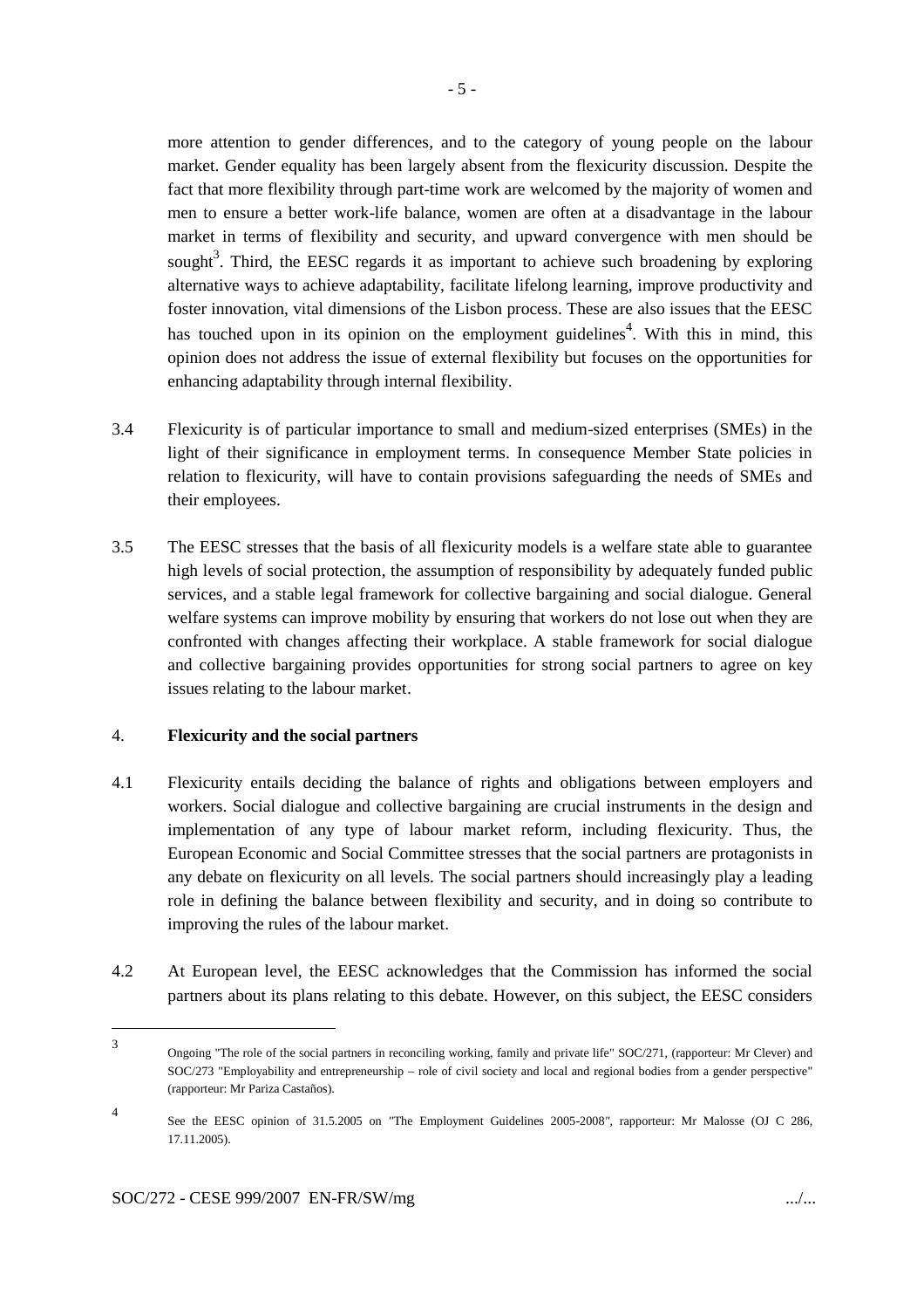more attention to gender differences, and to the category of young people on the labour market. Gender equality has been largely absent from the flexicurity discussion. Despite the fact that more flexibility through part-time work are welcomed by the majority of women and men to ensure a better work-life balance, women are often at a disadvantage in the labour market in terms of flexibility and security, and upward convergence with men should be sought[3]. Third, the EESC regards it as important to achieve such broadening by exploring alternative ways to achieve adaptability, facilitate lifelong learning, improve productivity and foster innovation, vital dimensions of the Lisbon process. These are also issues that the EESC has touched upon in its opinion on the employment guidelines[4]. With this in mind, this opinion does not address the issue of external flexibility but focuses on the opportunities for enhancing adaptability through internal flexibility.

3.4 Flexicurity is of particular importance to small and medium-sized enterprises (SMEs) in the light of their significance in employment terms. In consequence Member State policies in relation to flexicurity, will have to contain provisions safeguarding the needs of SMEs and their employees.

3.5 The EESC stresses that the basis of all flexicurity models is a welfare state able to guarantee high levels of social protection, the assumption of responsibility by adequately funded public services, and a stable legal framework for collective bargaining and social dialogue. General welfare systems can improve mobility by ensuring that workers do not lose out when they are confronted with changes affecting their workplace. A stable framework for social dialogue and collective bargaining provides opportunities for strong social partners to agree on key issues relating to the labour market.

## 4. Flexicurity and the social partners

4.1 Flexicurity entails deciding the balance of rights and obligations between employers and workers. Social dialogue and collective bargaining are crucial instruments in the design and implementation of any type of labour market reform, including flexicurity. Thus, the European Economic and Social Committee stresses that the social partners are protagonists in any debate on flexicurity on all levels. The social partners should increasingly play a leading role in defining the balance between flexibility and security, and in doing so contribute to improving the rules of the labour market.

4.2 At European level, the EESC acknowledges that the Commission has informed the social partners about its plans relating to this debate. However, on this subject, the EESC considers

---

[3] Ongoing "The role of the social partners in reconciling working, family and private life" SOC/271, (rapporteur: Mr Clever) and SOC/273 "Employability and entrepreneurship – role of civil society and local and regional bodies from a gender perspective" (rapporteur: Mr Pariza Castaños).

[4] See the EESC opinion of 31.5.2005 on "The Employment Guidelines 2005-2008", rapporteur: Mr Malosse (OJ C 286, 17.11.2005).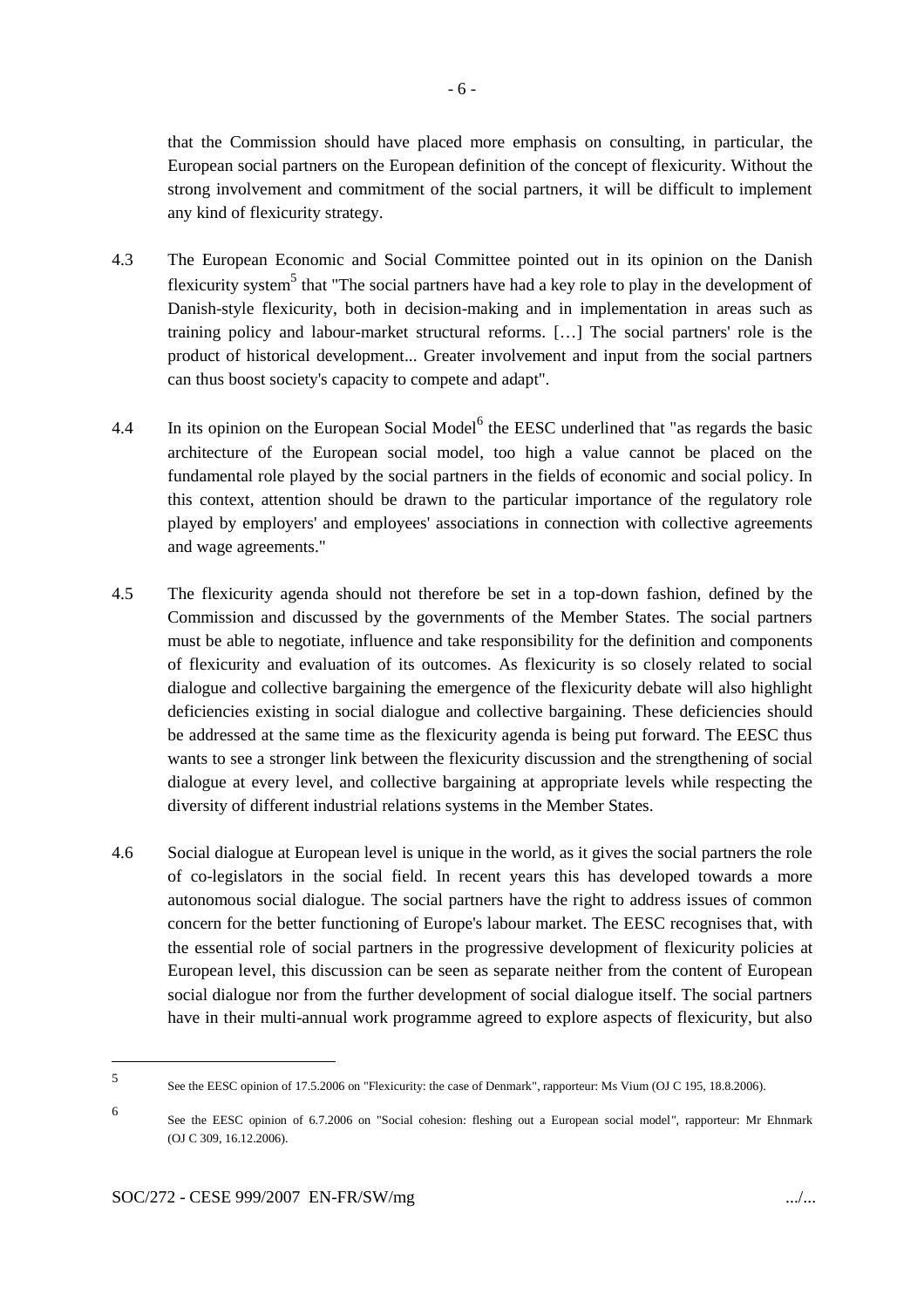that the Commission should have placed more emphasis on consulting, in particular, the European social partners on the European definition of the concept of flexicurity. Without the strong involvement and commitment of the social partners, it will be difficult to implement any kind of flexicurity strategy.

4.3 The European Economic and Social Committee pointed out in its opinion on the Danish flexicurity system[5] that "The social partners have had a key role to play in the development of Danish-style flexicurity, both in decision-making and in implementation in areas such as training policy and labour-market structural reforms. […] The social partners' role is the product of historical development... Greater involvement and input from the social partners can thus boost society's capacity to compete and adapt".

4.4 In its opinion on the European Social Model[6] the EESC underlined that "as regards the basic architecture of the European social model, too high a value cannot be placed on the fundamental role played by the social partners in the fields of economic and social policy. In this context, attention should be drawn to the particular importance of the regulatory role played by employers' and employees' associations in connection with collective agreements and wage agreements."

4.5 The flexicurity agenda should not therefore be set in a top-down fashion, defined by the Commission and discussed by the governments of the Member States. The social partners must be able to negotiate, influence and take responsibility for the definition and components of flexicurity and evaluation of its outcomes. As flexicurity is so closely related to social dialogue and collective bargaining the emergence of the flexicurity debate will also highlight deficiencies existing in social dialogue and collective bargaining. These deficiencies should be addressed at the same time as the flexicurity agenda is being put forward. The EESC thus wants to see a stronger link between the flexicurity discussion and the strengthening of social dialogue at every level, and collective bargaining at appropriate levels while respecting the diversity of different industrial relations systems in the Member States.

4.6 Social dialogue at European level is unique in the world, as it gives the social partners the role of co-legislators in the social field. In recent years this has developed towards a more autonomous social dialogue. The social partners have the right to address issues of common concern for the better functioning of Europe's labour market. The EESC recognises that, with the essential role of social partners in the progressive development of flexicurity policies at European level, this discussion can be seen as separate neither from the content of European social dialogue nor from the further development of social dialogue itself. The social partners have in their multi-annual work programme agreed to explore aspects of flexicurity, but also

---

[5] See the EESC opinion of 17.5.2006 on "Flexicurity: the case of Denmark", rapporteur: Ms Vium (OJ C 195, 18.8.2006).

[6] See the EESC opinion of 6.7.2006 on "Social cohesion: fleshing out a European social model", rapporteur: Mr Ehnmark (OJ C 309, 16.12.2006).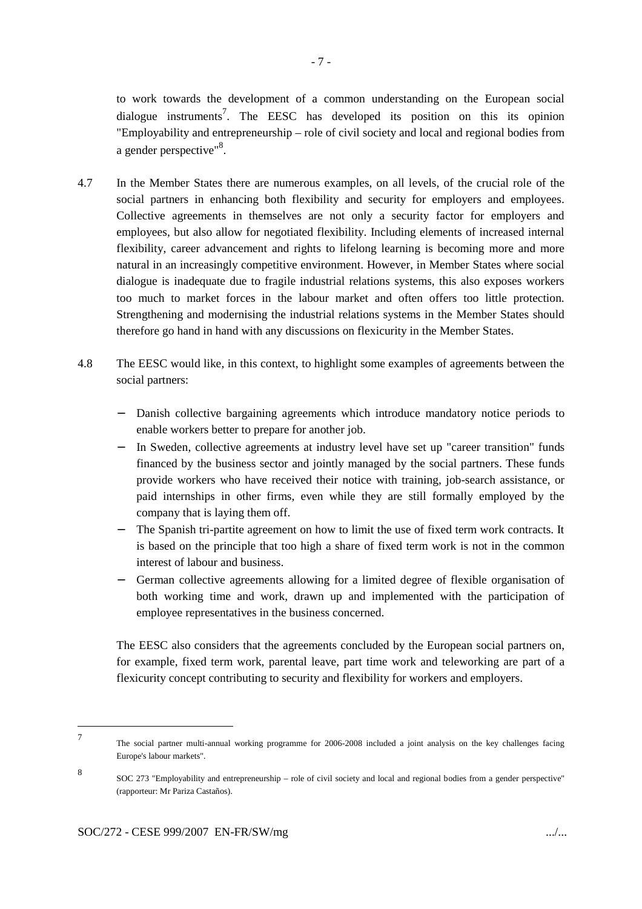to work towards the development of a common understanding on the European social dialogue instruments[7]. The EESC has developed its position on this its opinion "Employability and entrepreneurship – role of civil society and local and regional bodies from a gender perspective"[8].

4.7 In the Member States there are numerous examples, on all levels, of the crucial role of the social partners in enhancing both flexibility and security for employers and employees. Collective agreements in themselves are not only a security factor for employers and employees, but also allow for negotiated flexibility. Including elements of increased internal flexibility, career advancement and rights to lifelong learning is becoming more and more natural in an increasingly competitive environment. However, in Member States where social dialogue is inadequate due to fragile industrial relations systems, this also exposes workers too much to market forces in the labour market and often offers too little protection. Strengthening and modernising the industrial relations systems in the Member States should therefore go hand in hand with any discussions on flexicurity in the Member States.

4.8 The EESC would like, in this context, to highlight some examples of agreements between the social partners:

- Danish collective bargaining agreements which introduce mandatory notice periods to enable workers better to prepare for another job.
- In Sweden, collective agreements at industry level have set up "career transition" funds financed by the business sector and jointly managed by the social partners. These funds provide workers who have received their notice with training, job-search assistance, or paid internships in other firms, even while they are still formally employed by the company that is laying them off.
- The Spanish tri-partite agreement on how to limit the use of fixed term work contracts. It is based on the principle that too high a share of fixed term work is not in the common interest of labour and business.
- German collective agreements allowing for a limited degree of flexible organisation of both working time and work, drawn up and implemented with the participation of employee representatives in the business concerned.

The EESC also considers that the agreements concluded by the European social partners on, for example, fixed term work, parental leave, part time work and teleworking are part of a flexicurity concept contributing to security and flexibility for workers and employers.

---

[7] The social partner multi-annual working programme for 2006-2008 included a joint analysis on the key challenges facing Europe's labour markets".

[8] SOC 273 "Employability and entrepreneurship – role of civil society and local and regional bodies from a gender perspective" (rapporteur: Mr Pariza Castaños).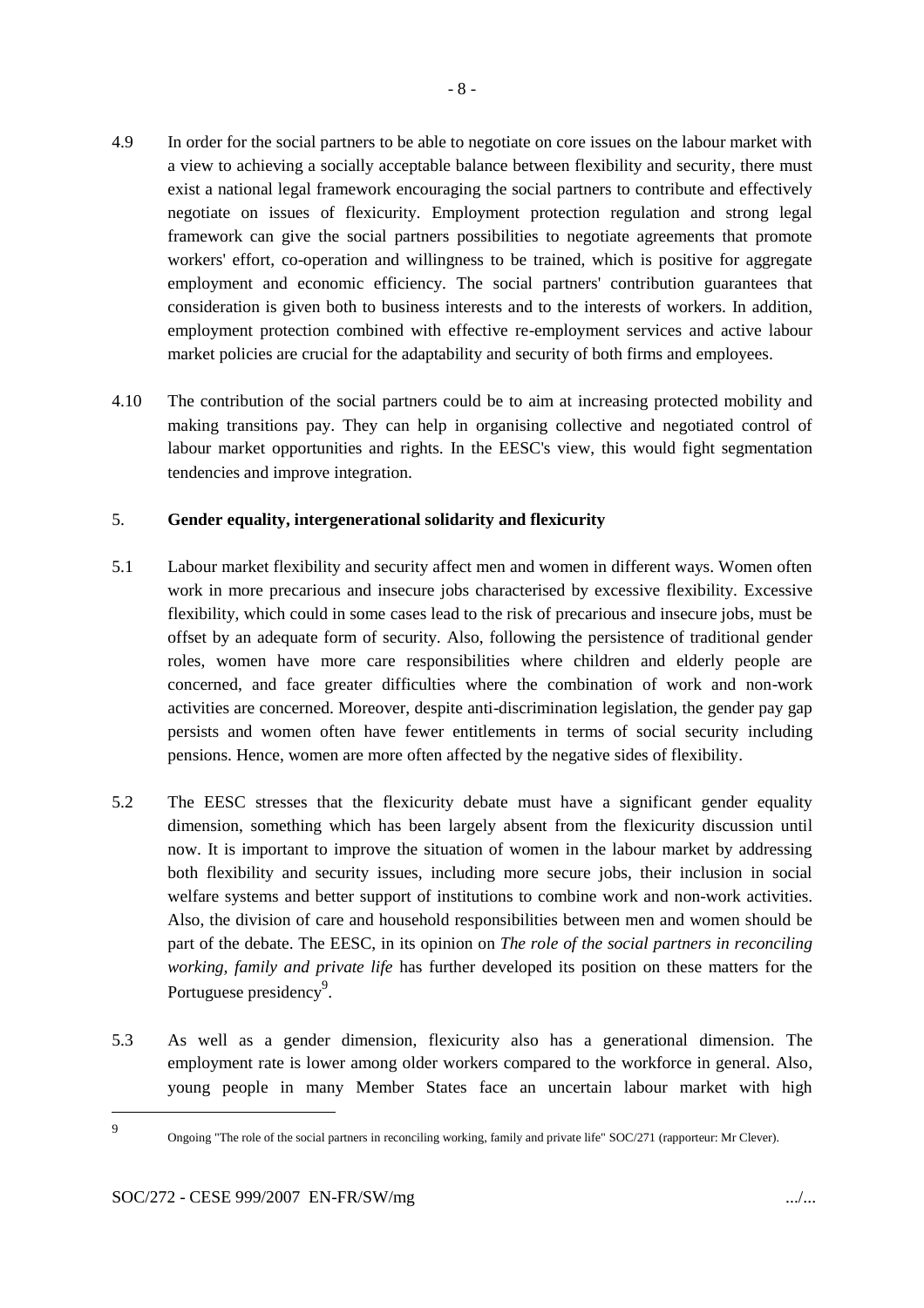4.9 In order for the social partners to be able to negotiate on core issues on the labour market with a view to achieving a socially acceptable balance between flexibility and security, there must exist a national legal framework encouraging the social partners to contribute and effectively negotiate on issues of flexicurity. Employment protection regulation and strong legal framework can give the social partners possibilities to negotiate agreements that promote workers' effort, co-operation and willingness to be trained, which is positive for aggregate employment and economic efficiency. The social partners' contribution guarantees that consideration is given both to business interests and to the interests of workers. In addition, employment protection combined with effective re-employment services and active labour market policies are crucial for the adaptability and security of both firms and employees.

4.10 The contribution of the social partners could be to aim at increasing protected mobility and making transitions pay. They can help in organising collective and negotiated control of labour market opportunities and rights. In the EESC's view, this would fight segmentation tendencies and improve integration.

## 5. Gender equality, intergenerational solidarity and flexicurity

5.1 Labour market flexibility and security affect men and women in different ways. Women often work in more precarious and insecure jobs characterised by excessive flexibility. Excessive flexibility, which could in some cases lead to the risk of precarious and insecure jobs, must be offset by an adequate form of security. Also, following the persistence of traditional gender roles, women have more care responsibilities where children and elderly people are concerned, and face greater difficulties where the combination of work and non-work activities are concerned. Moreover, despite anti-discrimination legislation, the gender pay gap persists and women often have fewer entitlements in terms of social security including pensions. Hence, women are more often affected by the negative sides of flexibility.

5.2 The EESC stresses that the flexicurity debate must have a significant gender equality dimension, something which has been largely absent from the flexicurity discussion until now. It is important to improve the situation of women in the labour market by addressing both flexibility and security issues, including more secure jobs, their inclusion in social welfare systems and better support of institutions to combine work and non-work activities. Also, the division of care and household responsibilities between men and women should be part of the debate. The EESC, in its opinion on *The role of the social partners in reconciling working, family and private life* has further developed its position on these matters for the Portuguese presidency[9].

5.3 As well as a gender dimension, flexicurity also has a generational dimension. The employment rate is lower among older workers compared to the workforce in general. Also, young people in many Member States face an uncertain labour market with high

---

[9] Ongoing "The role of the social partners in reconciling working, family and private life" SOC/271 (rapporteur: Mr Clever).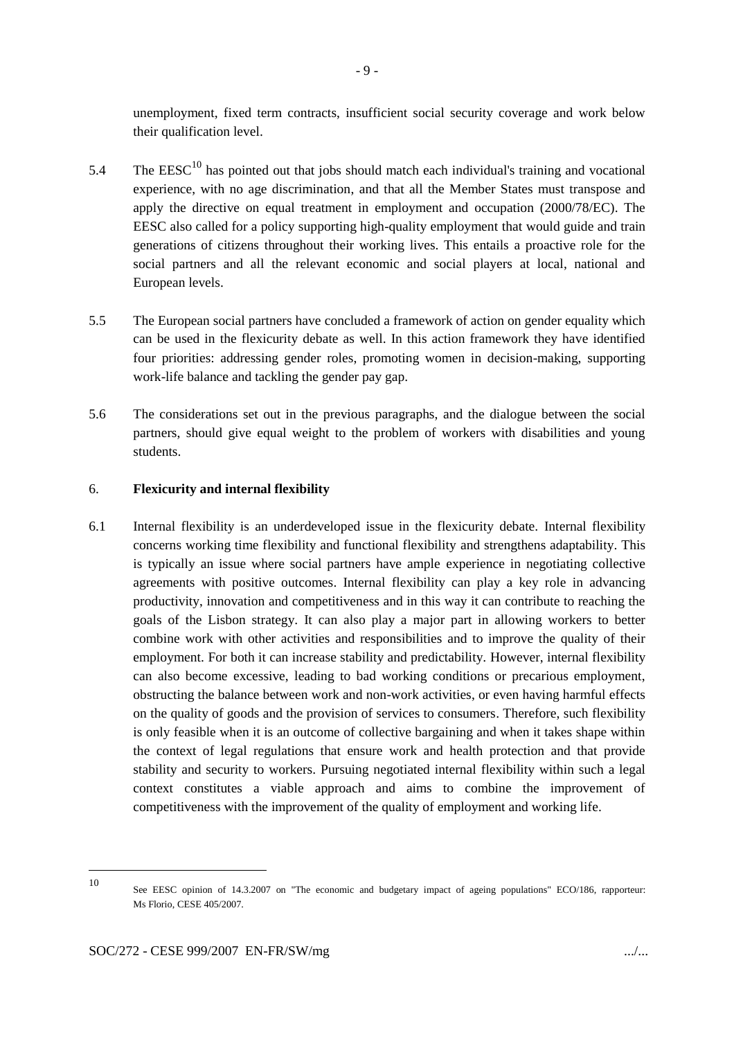unemployment, fixed term contracts, insufficient social security coverage and work below their qualification level.

5.4 The EESC[10] has pointed out that jobs should match each individual's training and vocational experience, with no age discrimination, and that all the Member States must transpose and apply the directive on equal treatment in employment and occupation (2000/78/EC). The EESC also called for a policy supporting high-quality employment that would guide and train generations of citizens throughout their working lives. This entails a proactive role for the social partners and all the relevant economic and social players at local, national and European levels.

5.5 The European social partners have concluded a framework of action on gender equality which can be used in the flexicurity debate as well. In this action framework they have identified four priorities: addressing gender roles, promoting women in decision-making, supporting work-life balance and tackling the gender pay gap.

5.6 The considerations set out in the previous paragraphs, and the dialogue between the social partners, should give equal weight to the problem of workers with disabilities and young students.

## 6. Flexicurity and internal flexibility

6.1 Internal flexibility is an underdeveloped issue in the flexicurity debate. Internal flexibility concerns working time flexibility and functional flexibility and strengthens adaptability. This is typically an issue where social partners have ample experience in negotiating collective agreements with positive outcomes. Internal flexibility can play a key role in advancing productivity, innovation and competitiveness and in this way it can contribute to reaching the goals of the Lisbon strategy. It can also play a major part in allowing workers to better combine work with other activities and responsibilities and to improve the quality of their employment. For both it can increase stability and predictability. However, internal flexibility can also become excessive, leading to bad working conditions or precarious employment, obstructing the balance between work and non-work activities, or even having harmful effects on the quality of goods and the provision of services to consumers. Therefore, such flexibility is only feasible when it is an outcome of collective bargaining and when it takes shape within the context of legal regulations that ensure work and health protection and that provide stability and security to workers. Pursuing negotiated internal flexibility within such a legal context constitutes a viable approach and aims to combine the improvement of competitiveness with the improvement of the quality of employment and working life.

---

[10] See EESC opinion of 14.3.2007 on "The economic and budgetary impact of ageing populations" ECO/186, rapporteur: Ms Florio, CESE 405/2007.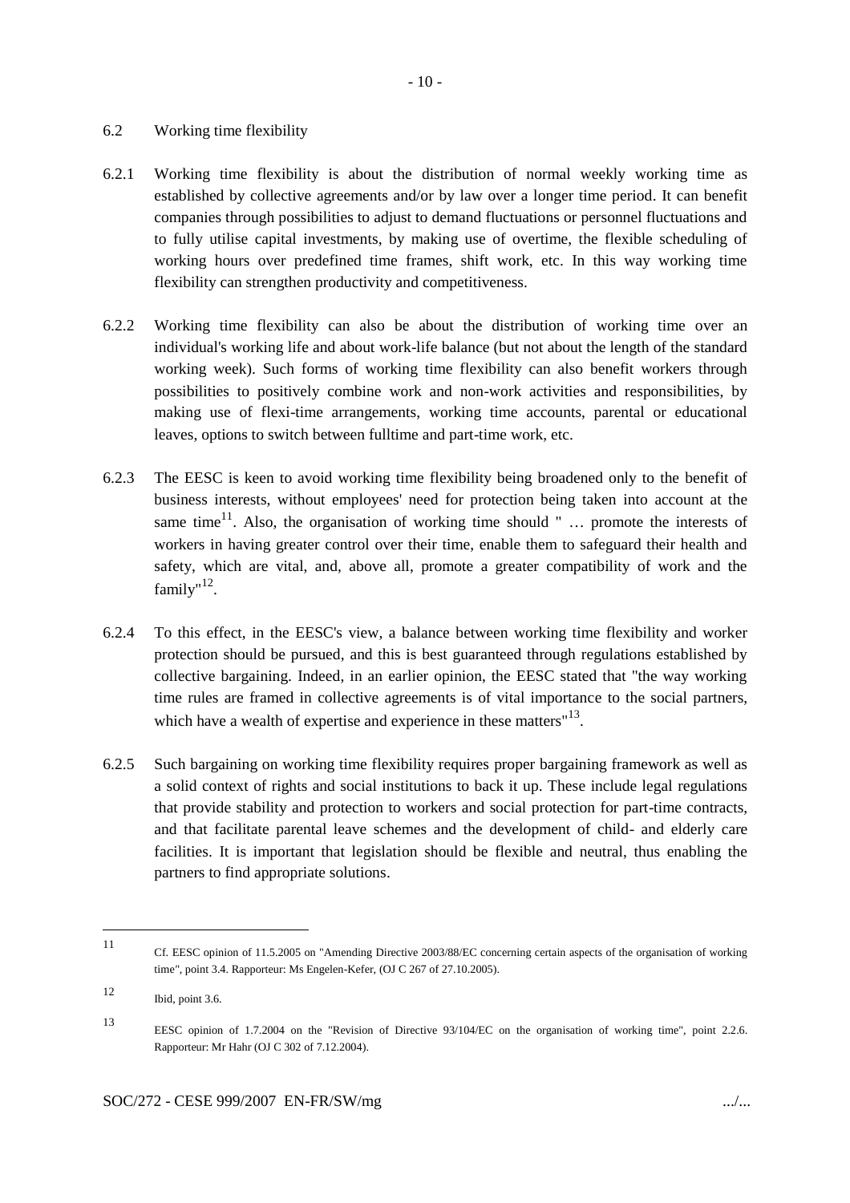6.2 Working time flexibility

6.2.1 Working time flexibility is about the distribution of normal weekly working time as established by collective agreements and/or by law over a longer time period. It can benefit companies through possibilities to adjust to demand fluctuations or personnel fluctuations and to fully utilise capital investments, by making use of overtime, the flexible scheduling of working hours over predefined time frames, shift work, etc. In this way working time flexibility can strengthen productivity and competitiveness.

6.2.2 Working time flexibility can also be about the distribution of working time over an individual's working life and about work-life balance (but not about the length of the standard working week). Such forms of working time flexibility can also benefit workers through possibilities to positively combine work and non-work activities and responsibilities, by making use of flexi-time arrangements, working time accounts, parental or educational leaves, options to switch between fulltime and part-time work, etc.

6.2.3 The EESC is keen to avoid working time flexibility being broadened only to the benefit of business interests, without employees' need for protection being taken into account at the same time[11]. Also, the organisation of working time should " … promote the interests of workers in having greater control over their time, enable them to safeguard their health and safety, which are vital, and, above all, promote a greater compatibility of work and the family"[12].

6.2.4 To this effect, in the EESC's view, a balance between working time flexibility and worker protection should be pursued, and this is best guaranteed through regulations established by collective bargaining. Indeed, in an earlier opinion, the EESC stated that "the way working time rules are framed in collective agreements is of vital importance to the social partners, which have a wealth of expertise and experience in these matters"[13].

6.2.5 Such bargaining on working time flexibility requires proper bargaining framework as well as a solid context of rights and social institutions to back it up. These include legal regulations that provide stability and protection to workers and social protection for part-time contracts, and that facilitate parental leave schemes and the development of child- and elderly care facilities. It is important that legislation should be flexible and neutral, thus enabling the partners to find appropriate solutions.

---

[11] Cf. EESC opinion of 11.5.2005 on "Amending Directive 2003/88/EC concerning certain aspects of the organisation of working time", point 3.4. Rapporteur: Ms Engelen-Kefer, (OJ C 267 of 27.10.2005).

[12] Ibid, point 3.6.

[13] EESC opinion of 1.7.2004 on the "Revision of Directive 93/104/EC on the organisation of working time", point 2.2.6. Rapporteur: Mr Hahr (OJ C 302 of 7.12.2004).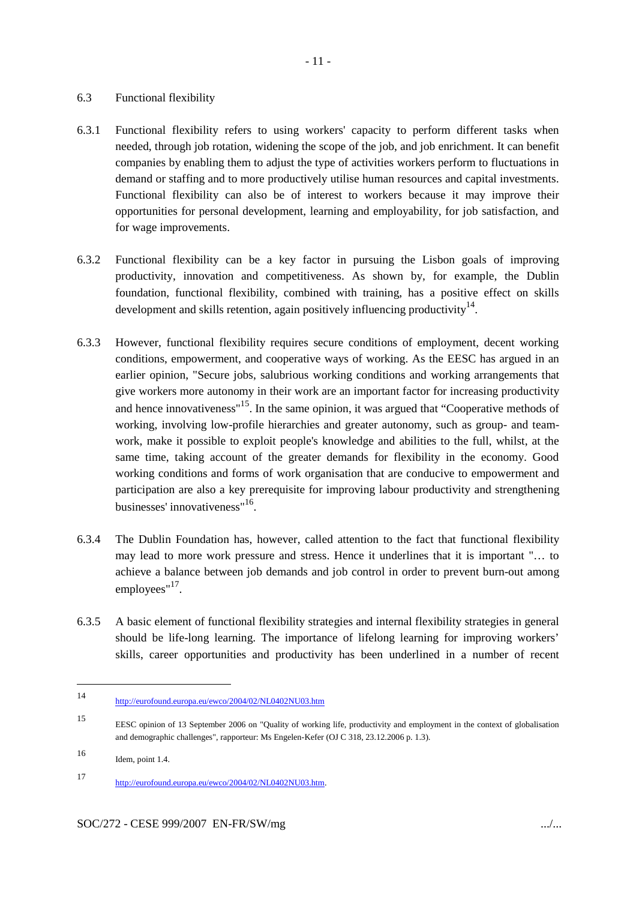## 6.3 Functional flexibility

6.3.1 Functional flexibility refers to using workers' capacity to perform different tasks when needed, through job rotation, widening the scope of the job, and job enrichment. It can benefit companies by enabling them to adjust the type of activities workers perform to fluctuations in demand or staffing and to more productively utilise human resources and capital investments. Functional flexibility can also be of interest to workers because it may improve their opportunities for personal development, learning and employability, for job satisfaction, and for wage improvements.

6.3.2 Functional flexibility can be a key factor in pursuing the Lisbon goals of improving productivity, innovation and competitiveness. As shown by, for example, the Dublin foundation, functional flexibility, combined with training, has a positive effect on skills development and skills retention, again positively influencing productivity[14].

6.3.3 However, functional flexibility requires secure conditions of employment, decent working conditions, empowerment, and cooperative ways of working. As the EESC has argued in an earlier opinion, "Secure jobs, salubrious working conditions and working arrangements that give workers more autonomy in their work are an important factor for increasing productivity and hence innovativeness"[15]. In the same opinion, it was argued that "Cooperative methods of working, involving low-profile hierarchies and greater autonomy, such as group- and team-work, make it possible to exploit people's knowledge and abilities to the full, whilst, at the same time, taking account of the greater demands for flexibility in the economy. Good working conditions and forms of work organisation that are conducive to empowerment and participation are also a key prerequisite for improving labour productivity and strengthening businesses' innovativeness"[16].

6.3.4 The Dublin Foundation has, however, called attention to the fact that functional flexibility may lead to more work pressure and stress. Hence it underlines that it is important "… to achieve a balance between job demands and job control in order to prevent burn-out among employees"[17].

6.3.5 A basic element of functional flexibility strategies and internal flexibility strategies in general should be life-long learning. The importance of lifelong learning for improving workers' skills, career opportunities and productivity has been underlined in a number of recent

---

14 http://eurofound.europa.eu/ewco/2004/02/NL0402NU03.htm

15 EESC opinion of 13 September 2006 on "Quality of working life, productivity and employment in the context of globalisation and demographic challenges", rapporteur: Ms Engelen-Kefer (OJ C 318, 23.12.2006 p. 1.3).

16 Idem, point 1.4.

17 http://eurofound.europa.eu/ewco/2004/02/NL0402NU03.htm.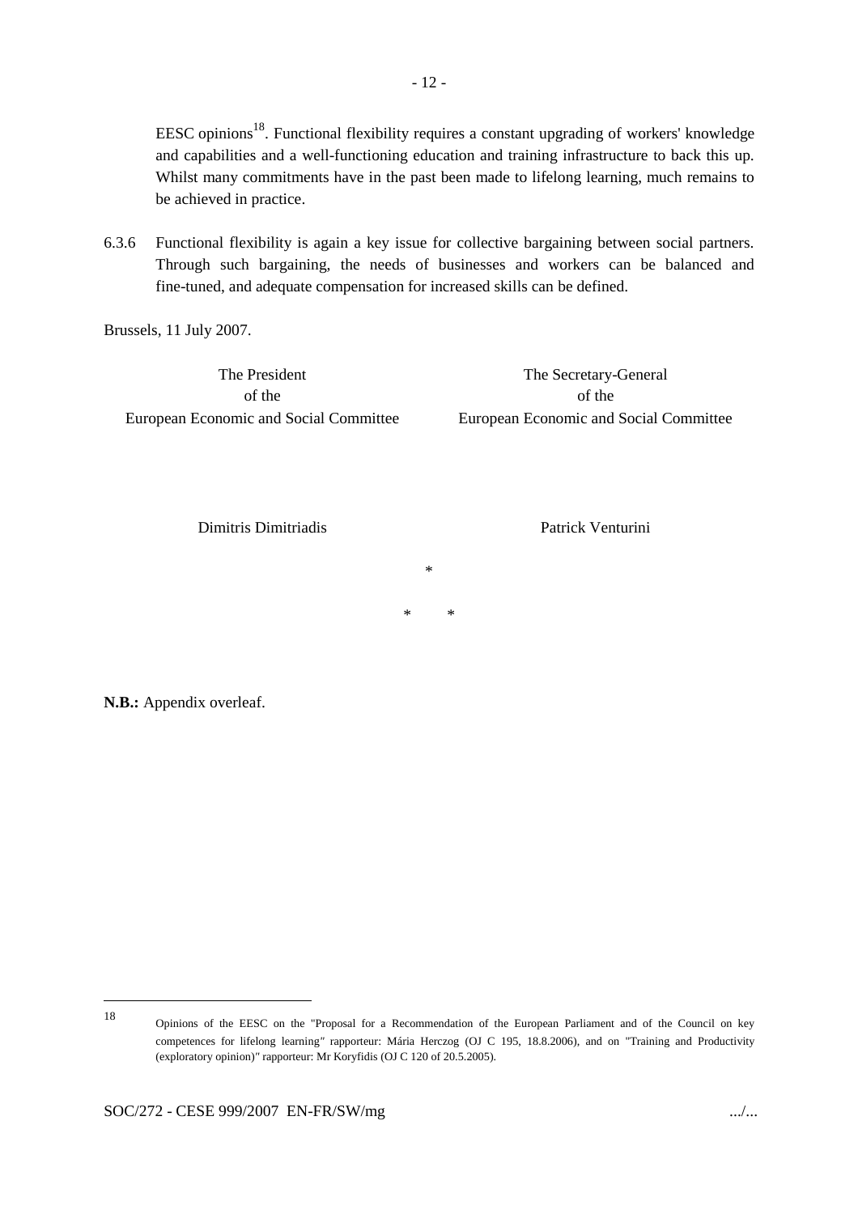EESC opinions[18]. Functional flexibility requires a constant upgrading of workers' knowledge and capabilities and a well-functioning education and training infrastructure to back this up. Whilst many commitments have in the past been made to lifelong learning, much remains to be achieved in practice.

6.3.6 Functional flexibility is again a key issue for collective bargaining between social partners. Through such bargaining, the needs of businesses and workers can be balanced and fine-tuned, and adequate compensation for increased skills can be defined.

Brussels, 11 July 2007.

| The President of the European Economic and Social Committee | The Secretary-General of the European Economic and Social Committee |
|---|---|
| Dimitris Dimitriadis | Patrick Venturini |

\*

\* \*

**N.B.:** Appendix overleaf.

---

[18] Opinions of the EESC on the "Proposal for a Recommendation of the European Parliament and of the Council on key competences for lifelong learning" rapporteur: Mária Herczog (OJ C 195, 18.8.2006), and on "Training and Productivity (exploratory opinion)" rapporteur: Mr Koryfidis (OJ C 120 of 20.5.2005).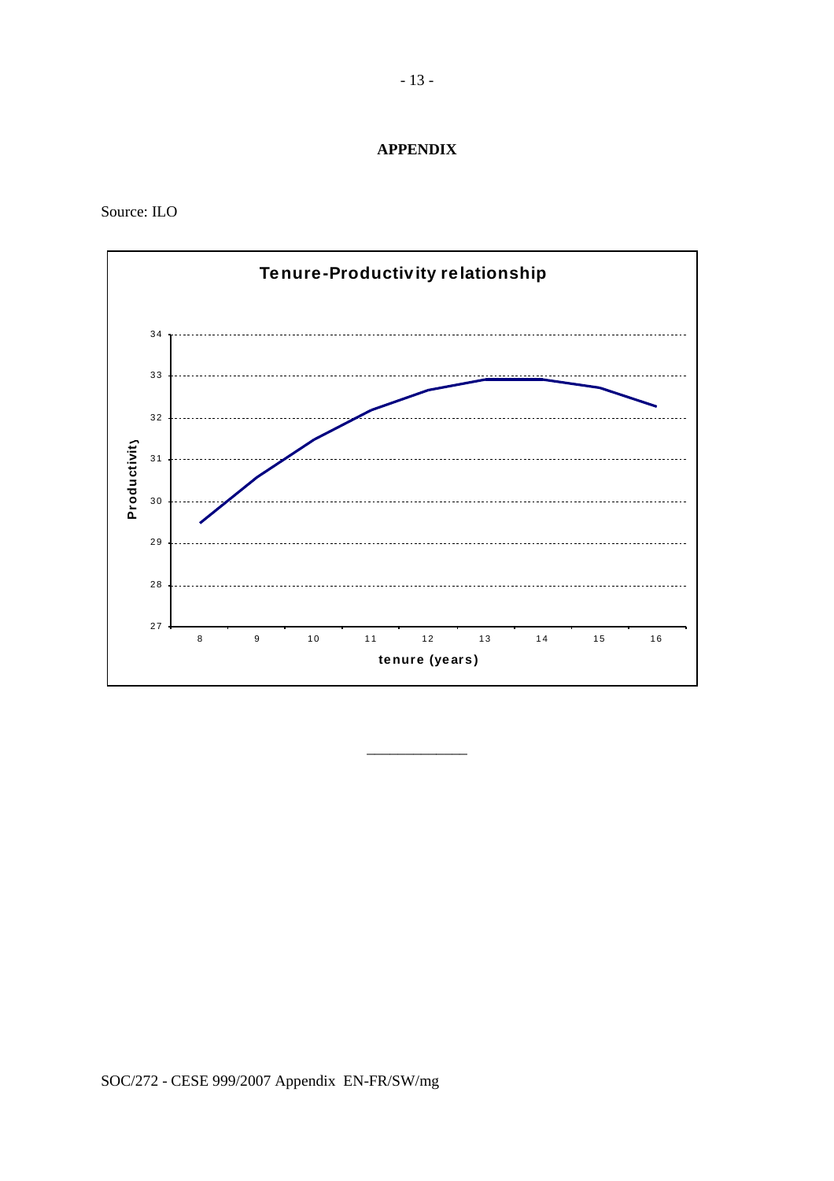**APPENDIX**

Source: ILO

Tenure-Productivity relationship

Productivity

34
33
32
31
30
29
28
27

8 9 10 11 12 13 14 15 16

tenure (years)

_____________